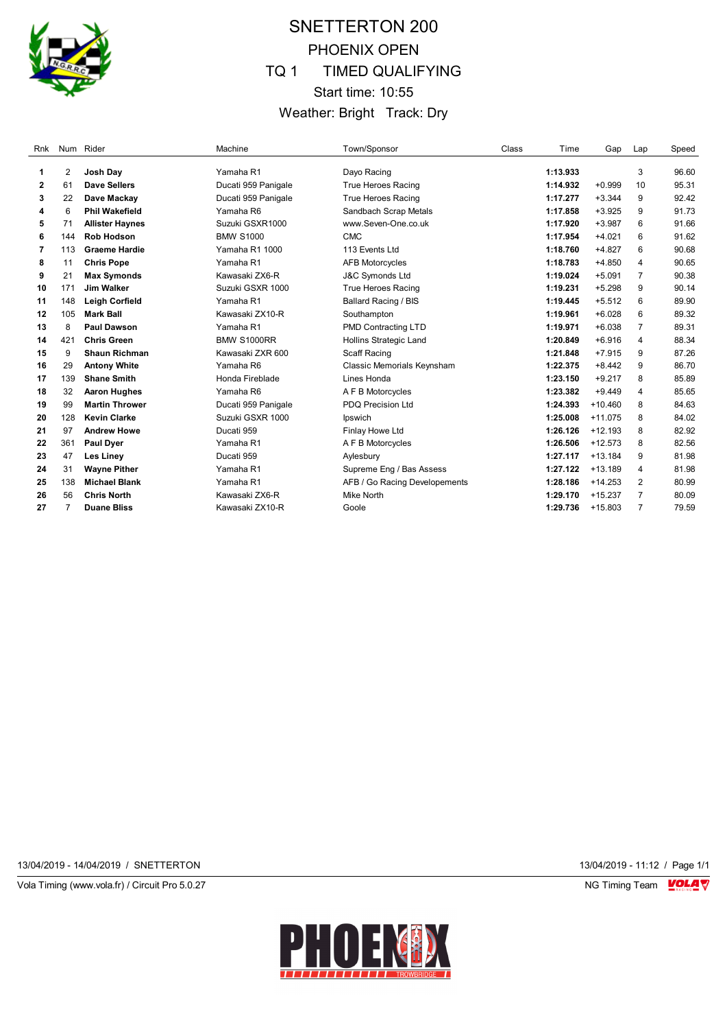# SNETTERTON 200

## PHOENIX OPEN

## TQ 1 TIMED QUALIFYING

Start time: 10:55

Weather: Bright Track: Dry

| Rnk | Num | Rider | Machine | Town/Sponsor | Class | Time | Gap | Lap | Speed |
|---|---|---|---|---|---|---|---|---|---|
| 1 | 2 | **Josh Day** | Yamaha R1 | Dayo Racing | | **1:13.933** | | 3 | 96.60 |
| 2 | 61 | **Dave Sellers** | Ducati 959 Panigale | True Heroes Racing | | **1:14.932** | +0.999 | 10 | 95.31 |
| 3 | 22 | **Dave Mackay** | Ducati 959 Panigale | True Heroes Racing | | **1:17.277** | +3.344 | 9 | 92.42 |
| 4 | 6 | **Phil Wakefield** | Yamaha R6 | Sandbach Scrap Metals | | **1:17.858** | +3.925 | 9 | 91.73 |
| 5 | 71 | **Allister Haynes** | Suzuki GSXR1000 | www.Seven-One.co.uk | | **1:17.920** | +3.987 | 6 | 91.66 |
| 6 | 144 | **Rob Hodson** | BMW S1000 | CMC | | **1:17.954** | +4.021 | 6 | 91.62 |
| 7 | 113 | **Graeme Hardie** | Yamaha R1 1000 | 113 Events Ltd | | **1:18.760** | +4.827 | 6 | 90.68 |
| 8 | 11 | **Chris Pope** | Yamaha R1 | AFB Motorcycles | | **1:18.783** | +4.850 | 4 | 90.65 |
| 9 | 21 | **Max Symonds** | Kawasaki ZX6-R | J&C Symonds Ltd | | **1:19.024** | +5.091 | 7 | 90.38 |
| 10 | 171 | **Jim Walker** | Suzuki GSXR 1000 | True Heroes Racing | | **1:19.231** | +5.298 | 9 | 90.14 |
| 11 | 148 | **Leigh Corfield** | Yamaha R1 | Ballard Racing / BIS | | **1:19.445** | +5.512 | 6 | 89.90 |
| 12 | 105 | **Mark Ball** | Kawasaki ZX10-R | Southampton | | **1:19.961** | +6.028 | 6 | 89.32 |
| 13 | 8 | **Paul Dawson** | Yamaha R1 | PMD Contracting LTD | | **1:19.971** | +6.038 | 7 | 89.31 |
| 14 | 421 | **Chris Green** | BMW S1000RR | Hollins Strategic Land | | **1:20.849** | +6.916 | 4 | 88.34 |
| 15 | 9 | **Shaun Richman** | Kawasaki ZXR 600 | Scaff Racing | | **1:21.848** | +7.915 | 9 | 87.26 |
| 16 | 29 | **Antony White** | Yamaha R6 | Classic Memorials Keynsham | | **1:22.375** | +8.442 | 9 | 86.70 |
| 17 | 139 | **Shane Smith** | Honda Fireblade | Lines Honda | | **1:23.150** | +9.217 | 8 | 85.89 |
| 18 | 32 | **Aaron Hughes** | Yamaha R6 | A F B Motorcycles | | **1:23.382** | +9.449 | 4 | 85.65 |
| 19 | 99 | **Martin Thrower** | Ducati 959 Panigale | PDQ Precision Ltd | | **1:24.393** | +10.460 | 8 | 84.63 |
| 20 | 128 | **Kevin Clarke** | Suzuki GSXR 1000 | Ipswich | | **1:25.008** | +11.075 | 8 | 84.02 |
| 21 | 97 | **Andrew Howe** | Ducati 959 | Finlay Howe Ltd | | **1:26.126** | +12.193 | 8 | 82.92 |
| 22 | 361 | **Paul Dyer** | Yamaha R1 | A F B Motorcycles | | **1:26.506** | +12.573 | 8 | 82.56 |
| 23 | 47 | **Les Liney** | Ducati 959 | Aylesbury | | **1:27.117** | +13.184 | 9 | 81.98 |
| 24 | 31 | **Wayne Pither** | Yamaha R1 | Supreme Eng / Bas Assess | | **1:27.122** | +13.189 | 4 | 81.98 |
| 25 | 138 | **Michael Blank** | Yamaha R1 | AFB / Go Racing Developements | | **1:28.186** | +14.253 | 2 | 80.99 |
| 26 | 56 | **Chris North** | Kawasaki ZX6-R | Mike North | | **1:29.170** | +15.237 | 7 | 80.09 |
| 27 | 7 | **Duane Bliss** | Kawasaki ZX10-R | Goole | | **1:29.736** | +15.803 | 7 | 79.59 |

13/04/2019 - 14/04/2019 / SNETTERTON

13/04/2019 - 11:12

Vola Timing (www.vola.fr) / Circuit Pro 5.0.27

NG Timing Team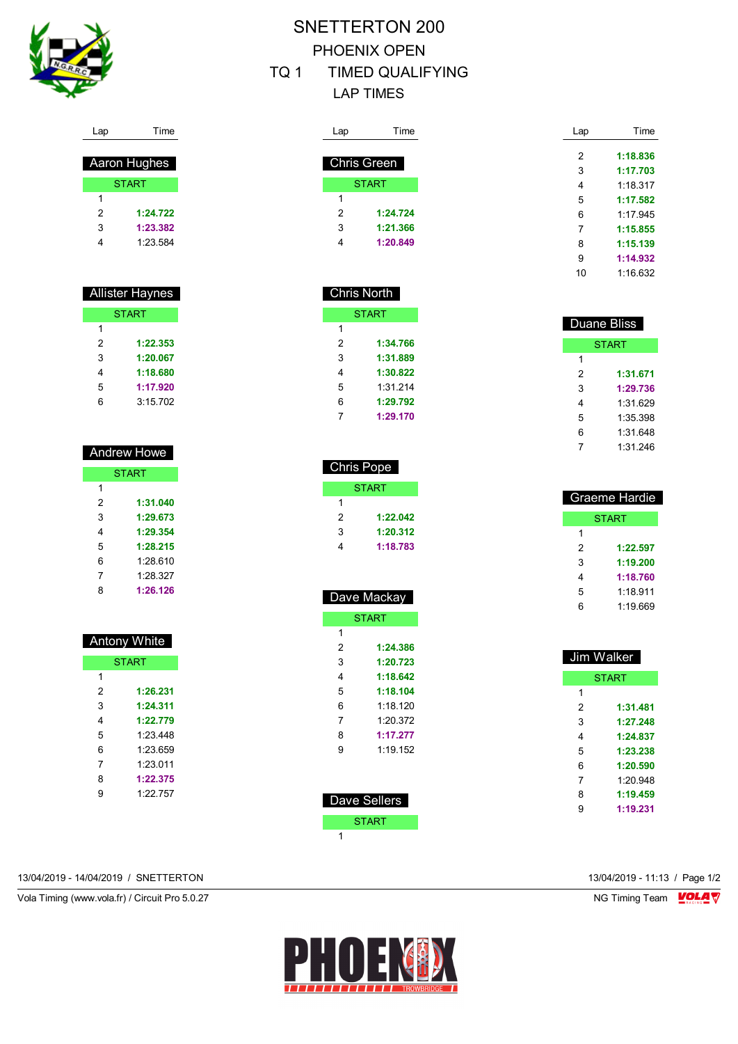# SNETTERTON 200

## PHOENIX OPEN

## TQ 1 TIMED QUALIFYING

## LAP TIMES

### Aaron Hughes

| Lap | Time |
|---|---|
| START | |
| 1 | |
| 2 | **1:24.722** |
| 3 | **1:23.382** |
| 4 | 1:23.584 |

### Allister Haynes

| Lap | Time |
|---|---|
| START | |
| 1 | |
| 2 | **1:22.353** |
| 3 | **1:20.067** |
| 4 | **1:18.680** |
| 5 | **1:17.920** |
| 6 | 3:15.702 |

### Andrew Howe

| Lap | Time |
|---|---|
| START | |
| 1 | |
| 2 | **1:31.040** |
| 3 | **1:29.673** |
| 4 | **1:29.354** |
| 5 | **1:28.215** |
| 6 | 1:28.610 |
| 7 | 1:28.327 |
| 8 | **1:26.126** |

### Antony White

| Lap | Time |
|---|---|
| START | |
| 1 | |
| 2 | **1:26.231** |
| 3 | **1:24.311** |
| 4 | **1:22.779** |
| 5 | 1:23.448 |
| 6 | 1:23.659 |
| 7 | 1:23.011 |
| 8 | **1:22.375** |
| 9 | 1:22.757 |

### Chris Green

| Lap | Time |
|---|---|
| START | |
| 1 | |
| 2 | **1:24.724** |
| 3 | **1:21.366** |
| 4 | **1:20.849** |

### Chris North

| Lap | Time |
|---|---|
| START | |
| 1 | |
| 2 | **1:34.766** |
| 3 | **1:31.889** |
| 4 | **1:30.822** |
| 5 | 1:31.214 |
| 6 | **1:29.792** |
| 7 | **1:29.170** |

### Chris Pope

| Lap | Time |
|---|---|
| START | |
| 1 | |
| 2 | **1:22.042** |
| 3 | **1:20.312** |
| 4 | **1:18.783** |

### Dave Mackay

| Lap | Time |
|---|---|
| START | |
| 1 | |
| 2 | **1:24.386** |
| 3 | **1:20.723** |
| 4 | **1:18.642** |
| 5 | **1:18.104** |
| 6 | 1:18.120 |
| 7 | 1:20.372 |
| 8 | **1:17.277** |
| 9 | 1:19.152 |

### Dave Sellers

| Lap | Time |
|---|---|
| START | |
| 1 | |
| 2 | **1:18.836** |
| 3 | **1:17.703** |
| 4 | 1:18.317 |
| 5 | **1:17.582** |
| 6 | 1:17.945 |
| 7 | **1:15.855** |
| 8 | **1:15.139** |
| 9 | **1:14.932** |
| 10 | 1:16.632 |

### Duane Bliss

| Lap | Time |
|---|---|
| START | |
| 1 | |
| 2 | **1:31.671** |
| 3 | **1:29.736** |
| 4 | 1:31.629 |
| 5 | 1:35.398 |
| 6 | 1:31.648 |
| 7 | 1:31.246 |

### Graeme Hardie

| Lap | Time |
|---|---|
| START | |
| 1 | |
| 2 | **1:22.597** |
| 3 | **1:19.200** |
| 4 | **1:18.760** |
| 5 | 1:18.911 |
| 6 | 1:19.669 |

### Jim Walker

| Lap | Time |
|---|---|
| START | |
| 1 | |
| 2 | **1:31.481** |
| 3 | **1:27.248** |
| 4 | **1:24.837** |
| 5 | **1:23.238** |
| 6 | **1:20.590** |
| 7 | 1:20.948 |
| 8 | **1:19.459** |
| 9 | **1:19.231** |

13/04/2019 - 14/04/2019 / SNETTERTON — 13/04/2019 - 11:13 / Page 1/2

Vola Timing (www.vola.fr) / Circuit Pro 5.0.27 — NG Timing Team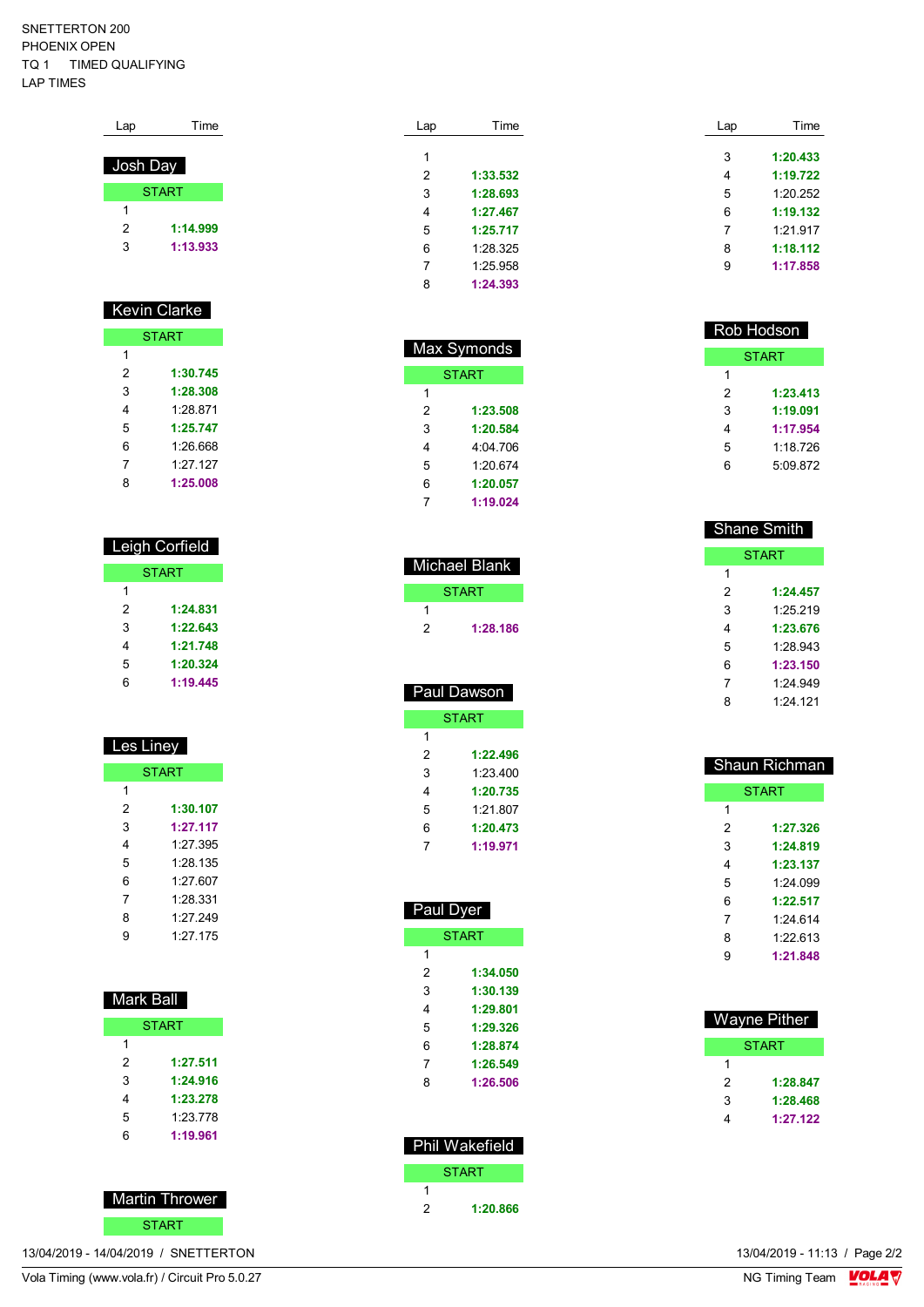SNETTERTON 200
PHOENIX OPEN
TQ 1 TIMED QUALIFYING
LAP TIMES

### Josh Day

| Lap | Time |
|---|---|
| START | |
| 1 | |
| 2 | 1:14.999 |
| 3 | 1:13.933 |

### Kevin Clarke

| Lap | Time |
|---|---|
| START | |
| 1 | |
| 2 | 1:30.745 |
| 3 | 1:28.308 |
| 4 | 1:28.871 |
| 5 | 1:25.747 |
| 6 | 1:26.668 |
| 7 | 1:27.127 |
| 8 | 1:25.008 |

### Leigh Corfield

| Lap | Time |
|---|---|
| START | |
| 1 | |
| 2 | 1:24.831 |
| 3 | 1:22.643 |
| 4 | 1:21.748 |
| 5 | 1:20.324 |
| 6 | 1:19.445 |

### Les Liney

| Lap | Time |
|---|---|
| START | |
| 1 | |
| 2 | 1:30.107 |
| 3 | 1:27.117 |
| 4 | 1:27.395 |
| 5 | 1:28.135 |
| 6 | 1:27.607 |
| 7 | 1:28.331 |
| 8 | 1:27.249 |
| 9 | 1:27.175 |

### Mark Ball

| Lap | Time |
|---|---|
| START | |
| 1 | |
| 2 | 1:27.511 |
| 3 | 1:24.916 |
| 4 | 1:23.278 |
| 5 | 1:23.778 |
| 6 | 1:19.961 |

### Martin Thrower

| Lap | Time |
|---|---|
| START | |
| 1 | |
| 2 | 1:33.532 |
| 3 | 1:28.693 |
| 4 | 1:27.467 |
| 5 | 1:25.717 |
| 6 | 1:28.325 |
| 7 | 1:25.958 |
| 8 | 1:24.393 |

### Max Symonds

| Lap | Time |
|---|---|
| START | |
| 1 | |
| 2 | 1:23.508 |
| 3 | 1:20.584 |
| 4 | 4:04.706 |
| 5 | 1:20.674 |
| 6 | 1:20.057 |
| 7 | 1:19.024 |

### Michael Blank

| Lap | Time |
|---|---|
| START | |
| 1 | |
| 2 | 1:28.186 |

### Paul Dawson

| Lap | Time |
|---|---|
| START | |
| 1 | |
| 2 | 1:22.496 |
| 3 | 1:23.400 |
| 4 | 1:20.735 |
| 5 | 1:21.807 |
| 6 | 1:20.473 |
| 7 | 1:19.971 |

### Paul Dyer

| Lap | Time |
|---|---|
| START | |
| 1 | |
| 2 | 1:34.050 |
| 3 | 1:30.139 |
| 4 | 1:29.801 |
| 5 | 1:29.326 |
| 6 | 1:28.874 |
| 7 | 1:26.549 |
| 8 | 1:26.506 |

### Phil Wakefield

| Lap | Time |
|---|---|
| START | |
| 1 | |
| 2 | 1:20.866 |
| 3 | 1:20.433 |
| 4 | 1:19.722 |
| 5 | 1:20.252 |
| 6 | 1:19.132 |
| 7 | 1:21.917 |
| 8 | 1:18.112 |
| 9 | 1:17.858 |

### Rob Hodson

| Lap | Time |
|---|---|
| START | |
| 1 | |
| 2 | 1:23.413 |
| 3 | 1:19.091 |
| 4 | 1:17.954 |
| 5 | 1:18.726 |
| 6 | 5:09.872 |

### Shane Smith

| Lap | Time |
|---|---|
| START | |
| 1 | |
| 2 | 1:24.457 |
| 3 | 1:25.219 |
| 4 | 1:23.676 |
| 5 | 1:28.943 |
| 6 | 1:23.150 |
| 7 | 1:24.949 |
| 8 | 1:24.121 |

### Shaun Richman

| Lap | Time |
|---|---|
| START | |
| 1 | |
| 2 | 1:27.326 |
| 3 | 1:24.819 |
| 4 | 1:23.137 |
| 5 | 1:24.099 |
| 6 | 1:22.517 |
| 7 | 1:24.614 |
| 8 | 1:22.613 |
| 9 | 1:21.848 |

### Wayne Pither

| Lap | Time |
|---|---|
| START | |
| 1 | |
| 2 | 1:28.847 |
| 3 | 1:28.468 |
| 4 | 1:27.122 |

13/04/2019 - 14/04/2019 / SNETTERTON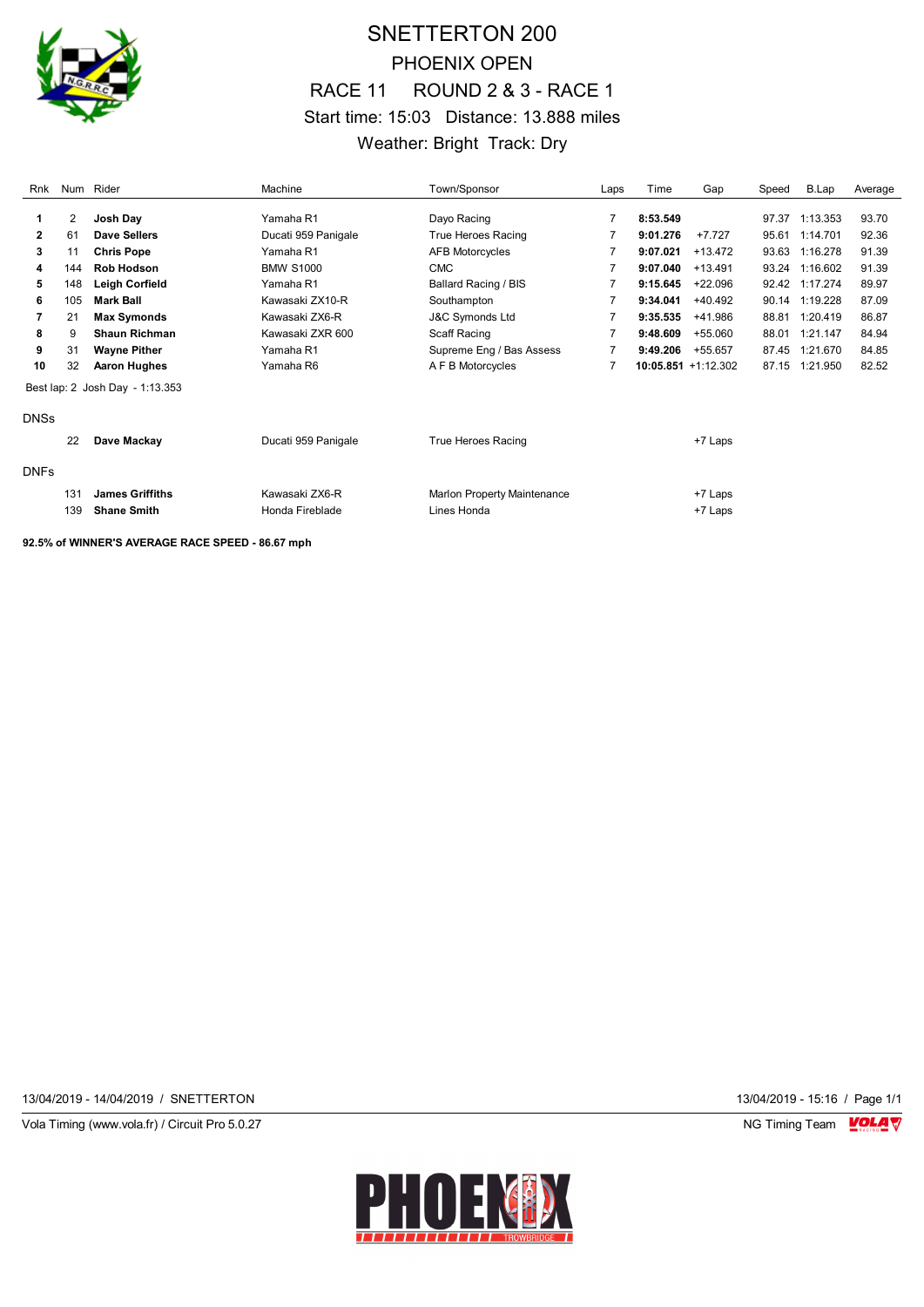# SNETTERTON 200

## PHOENIX OPEN

## RACE 11 ROUND 2 & 3 - RACE 1

Start time: 15:03 Distance: 13.888 miles

Weather: Bright Track: Dry

| Rnk | Num | Rider | Machine | Town/Sponsor | Laps | Time | Gap | Speed | B.Lap | Average |
|---|---|---|---|---|---|---|---|---|---|---|
| **1** | 2 | **Josh Day** | Yamaha R1 | Dayo Racing | 7 | **8:53.549** | | 97.37 | 1:13.353 | 93.70 |
| **2** | 61 | **Dave Sellers** | Ducati 959 Panigale | True Heroes Racing | 7 | **9:01.276** | +7.727 | 95.61 | 1:14.701 | 92.36 |
| **3** | 11 | **Chris Pope** | Yamaha R1 | AFB Motorcycles | 7 | **9:07.021** | +13.472 | 93.63 | 1:16.278 | 91.39 |
| **4** | 144 | **Rob Hodson** | BMW S1000 | CMC | 7 | **9:07.040** | +13.491 | 93.24 | 1:16.602 | 91.39 |
| **5** | 148 | **Leigh Corfield** | Yamaha R1 | Ballard Racing / BIS | 7 | **9:15.645** | +22.096 | 92.42 | 1:17.274 | 89.97 |
| **6** | 105 | **Mark Ball** | Kawasaki ZX10-R | Southampton | 7 | **9:34.041** | +40.492 | 90.14 | 1:19.228 | 87.09 |
| **7** | 21 | **Max Symonds** | Kawasaki ZX6-R | J&C Symonds Ltd | 7 | **9:35.535** | +41.986 | 88.81 | 1:20.419 | 86.87 |
| **8** | 9 | **Shaun Richman** | Kawasaki ZXR 600 | Scaff Racing | 7 | **9:48.609** | +55.060 | 88.01 | 1:21.147 | 84.94 |
| **9** | 31 | **Wayne Pither** | Yamaha R1 | Supreme Eng / Bas Assess | 7 | **9:49.206** | +55.657 | 87.45 | 1:21.670 | 84.85 |
| **10** | 32 | **Aaron Hughes** | Yamaha R6 | A F B Motorcycles | 7 | **10:05.851** | +1:12.302 | 87.15 | 1:21.950 | 82.52 |

Best lap: 2 Josh Day - 1:13.353

DNSs

| Num | Rider | Machine | Town/Sponsor | Gap |
|---|---|---|---|---|
| 22 | **Dave Mackay** | Ducati 959 Panigale | True Heroes Racing | +7 Laps |

DNFs

| Num | Rider | Machine | Town/Sponsor | Gap |
|---|---|---|---|---|
| 131 | **James Griffiths** | Kawasaki ZX6-R | Marlon Property Maintenance | +7 Laps |
| 139 | **Shane Smith** | Honda Fireblade | Lines Honda | +7 Laps |

**92.5% of WINNER'S AVERAGE RACE SPEED - 86.67 mph**

13/04/2019 - 14/04/2019 / SNETTERTON

13/04/2019 - 15:16

Vola Timing (www.vola.fr) / Circuit Pro 5.0.27

NG Timing Team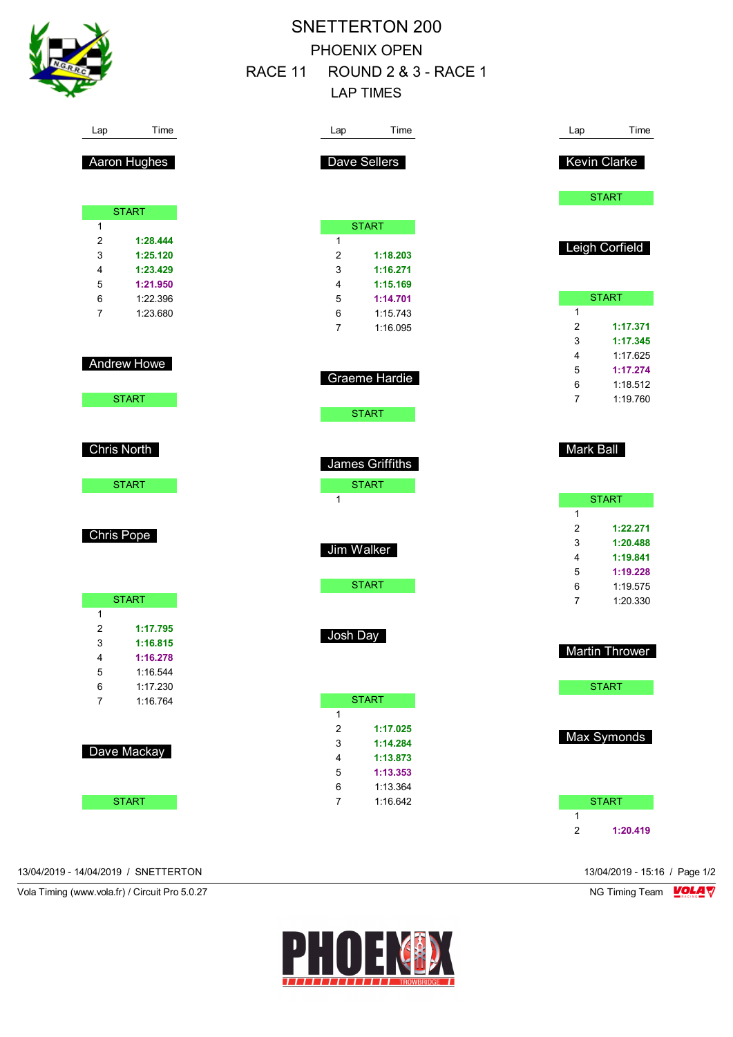# SNETTERTON 200

## PHOENIX OPEN

## RACE 11 ROUND 2 & 3 - RACE 1

## LAP TIMES

### Aaron Hughes

| Lap | Time |
|---|---|
| START | |
| 1 | |
| 2 | **1:28.444** |
| 3 | **1:25.120** |
| 4 | **1:23.429** |
| 5 | **1:21.950** |
| 6 | 1:22.396 |
| 7 | 1:23.680 |

### Andrew Howe

| Lap | Time |
|---|---|
| START | |

### Chris North

| Lap | Time |
|---|---|
| START | |

### Chris Pope

| Lap | Time |
|---|---|
| START | |
| 1 | |
| 2 | **1:17.795** |
| 3 | **1:16.815** |
| 4 | **1:16.278** |
| 5 | 1:16.544 |
| 6 | 1:17.230 |
| 7 | 1:16.764 |

### Dave Mackay

| Lap | Time |
|---|---|
| START | |

### Dave Sellers

| Lap | Time |
|---|---|
| START | |
| 1 | |
| 2 | **1:18.203** |
| 3 | **1:16.271** |
| 4 | **1:15.169** |
| 5 | **1:14.701** |
| 6 | 1:15.743 |
| 7 | 1:16.095 |

### Graeme Hardie

| Lap | Time |
|---|---|
| START | |

### James Griffiths

| Lap | Time |
|---|---|
| START | |
| 1 | |

### Jim Walker

| Lap | Time |
|---|---|
| START | |

### Josh Day

| Lap | Time |
|---|---|
| START | |
| 1 | |
| 2 | **1:17.025** |
| 3 | **1:14.284** |
| 4 | **1:13.873** |
| 5 | **1:13.353** |
| 6 | 1:13.364 |
| 7 | 1:16.642 |

### Kevin Clarke

| Lap | Time |
|---|---|
| START | |

### Leigh Corfield

| Lap | Time |
|---|---|
| START | |
| 1 | |
| 2 | **1:17.371** |
| 3 | **1:17.345** |
| 4 | 1:17.625 |
| 5 | **1:17.274** |
| 6 | 1:18.512 |
| 7 | 1:19.760 |

### Mark Ball

| Lap | Time |
|---|---|
| START | |
| 1 | |
| 2 | **1:22.271** |
| 3 | **1:20.488** |
| 4 | **1:19.841** |
| 5 | **1:19.228** |
| 6 | 1:19.575 |
| 7 | 1:20.330 |

### Martin Thrower

| Lap | Time |
|---|---|
| START | |

### Max Symonds

| Lap | Time |
|---|---|
| START | |
| 1 | |
| 2 | **1:20.419** |

13/04/2019 - 14/04/2019 / SNETTERTON

13/04/2019 - 15:16

Vola Timing (www.vola.fr) / Circuit Pro 5.0.27

NG Timing Team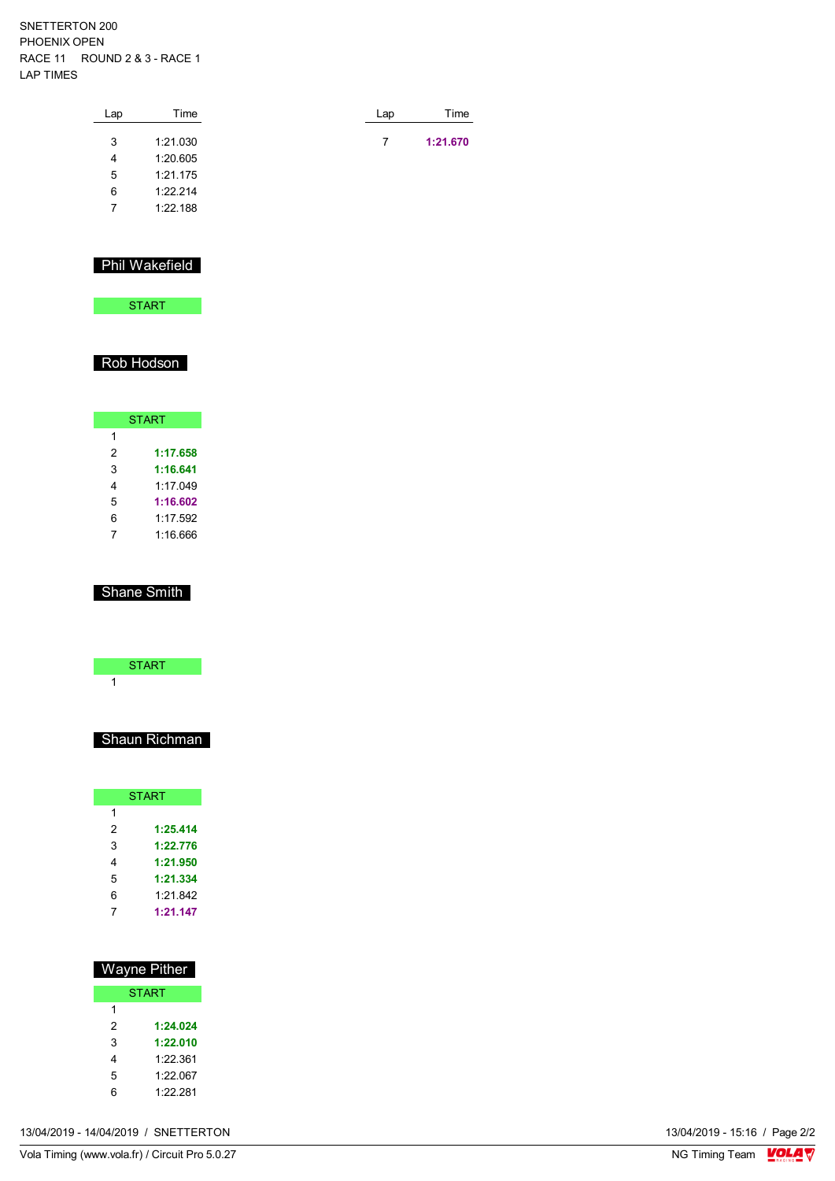SNETTERTON 200
PHOENIX OPEN
RACE 11 ROUND 2 & 3 - RACE 1
LAP TIMES

| Lap | Time |
|---|---|
| 3 | 1:21.030 |
| 4 | 1:20.605 |
| 5 | 1:21.175 |
| 6 | 1:22.214 |
| 7 | 1:22.188 |

| Lap | Time |
|---|---|
| 7 | **1:21.670** |

## Phil Wakefield

START

## Rob Hodson

| START | |
|---|---|
| 1 | |
| 2 | **1:17.658** |
| 3 | **1:16.641** |
| 4 | 1:17.049 |
| 5 | **1:16.602** |
| 6 | 1:17.592 |
| 7 | 1:16.666 |

## Shane Smith

| START | |
|---|---|
| 1 | |

## Shaun Richman

| START | |
|---|---|
| 1 | |
| 2 | **1:25.414** |
| 3 | **1:22.776** |
| 4 | **1:21.950** |
| 5 | **1:21.334** |
| 6 | 1:21.842 |
| 7 | **1:21.147** |

## Wayne Pither

| START | |
|---|---|
| 1 | |
| 2 | **1:24.024** |
| 3 | **1:22.010** |
| 4 | 1:22.361 |
| 5 | 1:22.067 |
| 6 | 1:22.281 |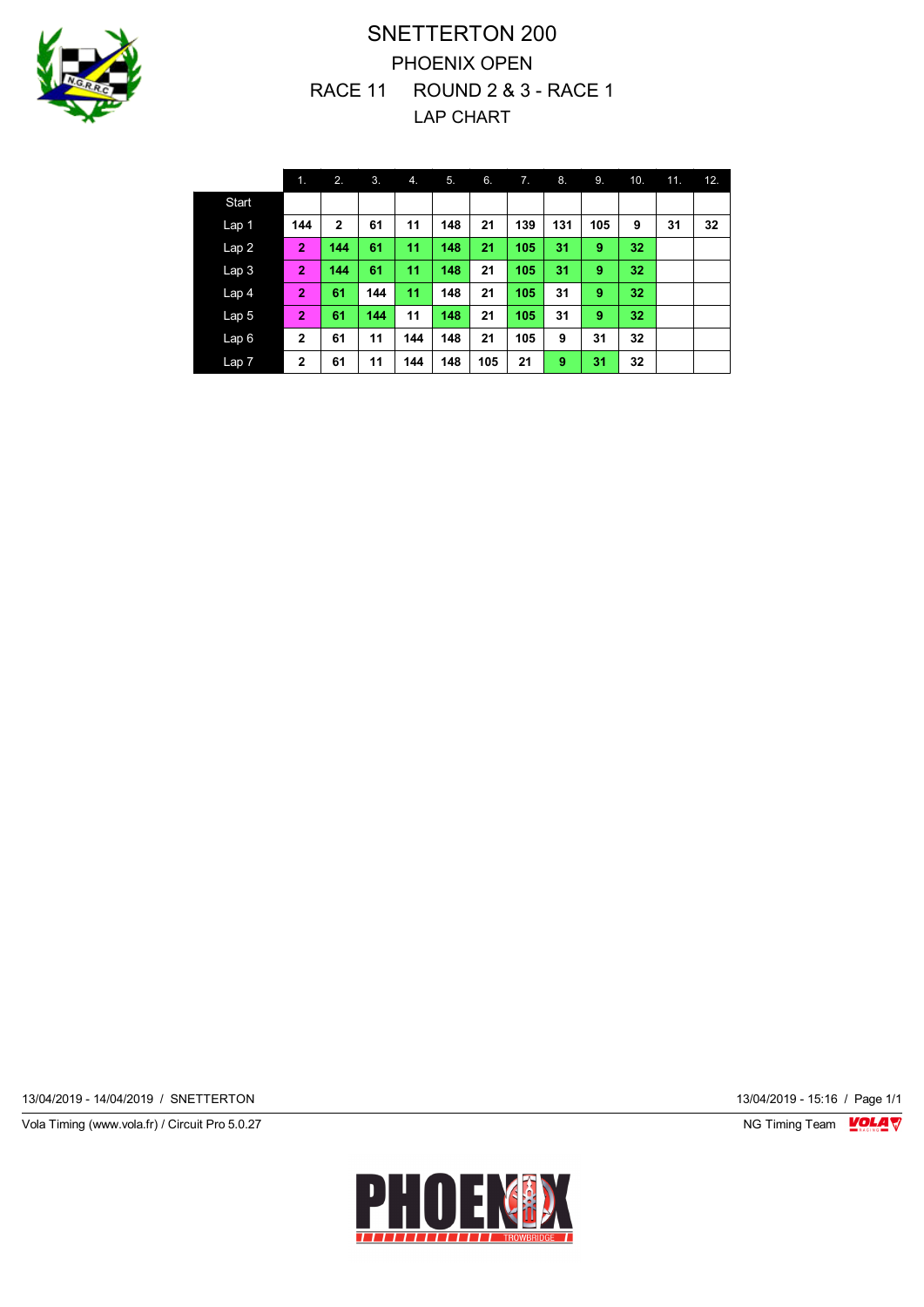# SNETTERTON 200

## PHOENIX OPEN

## RACE 11 ROUND 2 & 3 - RACE 1

## LAP CHART

| | 1. | 2. | 3. | 4. | 5. | 6. | 7. | 8. | 9. | 10. | 11. | 12. |
|---|---|---|---|---|---|---|---|---|---|---|---|---|
| Start | | | | | | | | | | | | |
| Lap 1 | 144 | 2 | 61 | 11 | 148 | 21 | 139 | 131 | 105 | 9 | 31 | 32 |
| Lap 2 | 2 | 144 | 61 | 11 | 148 | 21 | 105 | 31 | 9 | 32 | | |
| Lap 3 | 2 | 144 | 61 | 11 | 148 | 21 | 105 | 31 | 9 | 32 | | |
| Lap 4 | 2 | 61 | 144 | 11 | 148 | 21 | 105 | 31 | 9 | 32 | | |
| Lap 5 | 2 | 61 | 144 | 11 | 148 | 21 | 105 | 31 | 9 | 32 | | |
| Lap 6 | 2 | 61 | 11 | 144 | 148 | 21 | 105 | 9 | 31 | 32 | | |
| Lap 7 | 2 | 61 | 11 | 144 | 148 | 105 | 21 | 9 | 31 | 32 | | |

13/04/2019 - 14/04/2019 / SNETTERTON

13/04/2019 - 15:16 / Page 1/1

Vola Timing (www.vola.fr) / Circuit Pro 5.0.27

NG Timing Team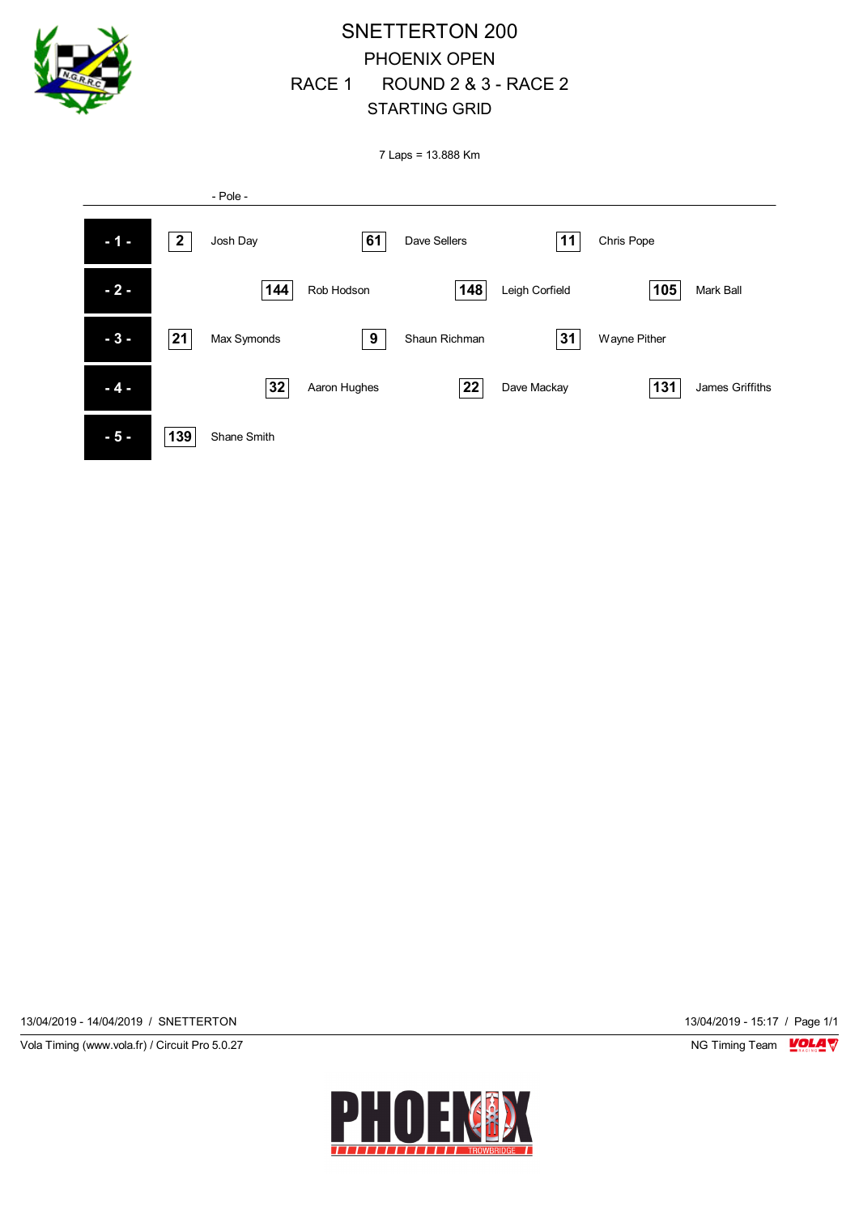# SNETTERTON 200

## PHOENIX OPEN

## RACE 1 ROUND 2 & 3 - RACE 2

## STARTING GRID

7 Laps = 13.888 Km

- Pole -

| | | | | | | |
|---|---|---|---|---|---|---|
| - 1 - | 2 | Josh Day | 61 | Dave Sellers | 11 | Chris Pope |
| - 2 - | 144 | Rob Hodson | 148 | Leigh Corfield | 105 | Mark Ball |
| - 3 - | 21 | Max Symonds | 9 | Shaun Richman | 31 | Wayne Pither |
| - 4 - | 32 | Aaron Hughes | 22 | Dave Mackay | 131 | James Griffiths |
| - 5 - | 139 | Shane Smith | | | | |

13/04/2019 - 14/04/2019 / SNETTERTON

13/04/2019 - 15:17

Vola Timing (www.vola.fr) / Circuit Pro 5.0.27

NG Timing Team